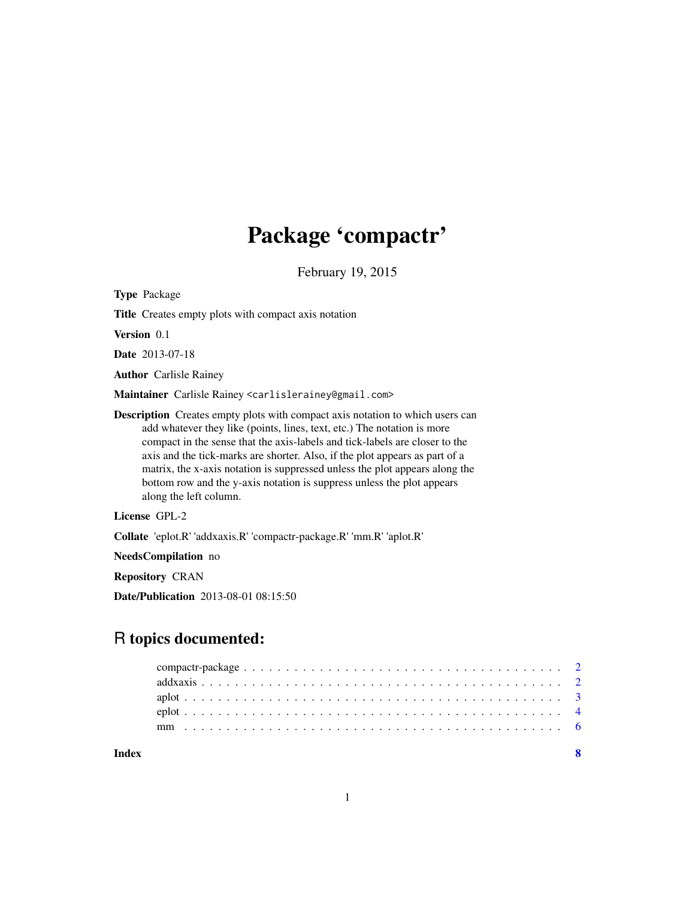# Package 'compactr'

February 19, 2015

**Type** Package

**Title** Creates empty plots with compact axis notation

**Version** 0.1

**Date** 2013-07-18

**Author** Carlisle Rainey

**Maintainer** Carlisle Rainey <carlislerainey@gmail.com>

**Description** Creates empty plots with compact axis notation to which users can add whatever they like (points, lines, text, etc.) The notation is more compact in the sense that the axis-labels and tick-labels are closer to the axis and the tick-marks are shorter. Also, if the plot appears as part of a matrix, the x-axis notation is suppressed unless the plot appears along the bottom row and the y-axis notation is suppress unless the plot appears along the left column.

**License** GPL-2

**Collate** 'eplot.R' 'addxaxis.R' 'compactr-package.R' 'mm.R' 'aplot.R'

**NeedsCompilation** no

**Repository** CRAN

**Date/Publication** 2013-08-01 08:15:50

## R topics documented:

- compactr-package . . . . . . . . . . . . . . . . . . . . . . . . . . . . . . . . . . . . 2
- addxaxis . . . . . . . . . . . . . . . . . . . . . . . . . . . . . . . . . . . . . . . . 2
- aplot . . . . . . . . . . . . . . . . . . . . . . . . . . . . . . . . . . . . . . . . . . 3
- eplot . . . . . . . . . . . . . . . . . . . . . . . . . . . . . . . . . . . . . . . . . . 4
- mm . . . . . . . . . . . . . . . . . . . . . . . . . . . . . . . . . . . . . . . . . . . 6

**Index** **8**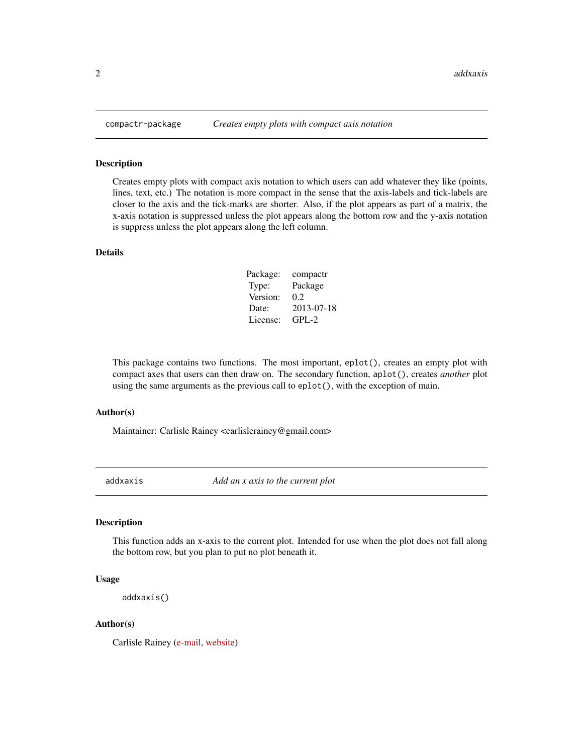## compactr-package — *Creates empty plots with compact axis notation*

### Description

Creates empty plots with compact axis notation to which users can add whatever they like (points, lines, text, etc.) The notation is more compact in the sense that the axis-labels and tick-labels are closer to the axis and the tick-marks are shorter. Also, if the plot appears as part of a matrix, the x-axis notation is suppressed unless the plot appears along the bottom row and the y-axis notation is suppress unless the plot appears along the left column.

### Details

| | |
|---|---|
| Package: | compactr |
| Type: | Package |
| Version: | 0.2 |
| Date: | 2013-07-18 |
| License: | GPL-2 |

This package contains two functions. The most important, `eplot()`, creates an empty plot with compact axes that users can then draw on. The secondary function, `aplot()`, creates *another* plot using the same arguments as the previous call to `eplot()`, with the exception of main.

### Author(s)

Maintainer: Carlisle Rainey <carlislerainey@gmail.com>

## addxaxis — *Add an x axis to the current plot*

### Description

This function adds an x-axis to the current plot. Intended for use when the plot does not fall along the bottom row, but you plan to put no plot beneath it.

### Usage

```
addxaxis()
```

### Author(s)

Carlisle Rainey (e-mail, website)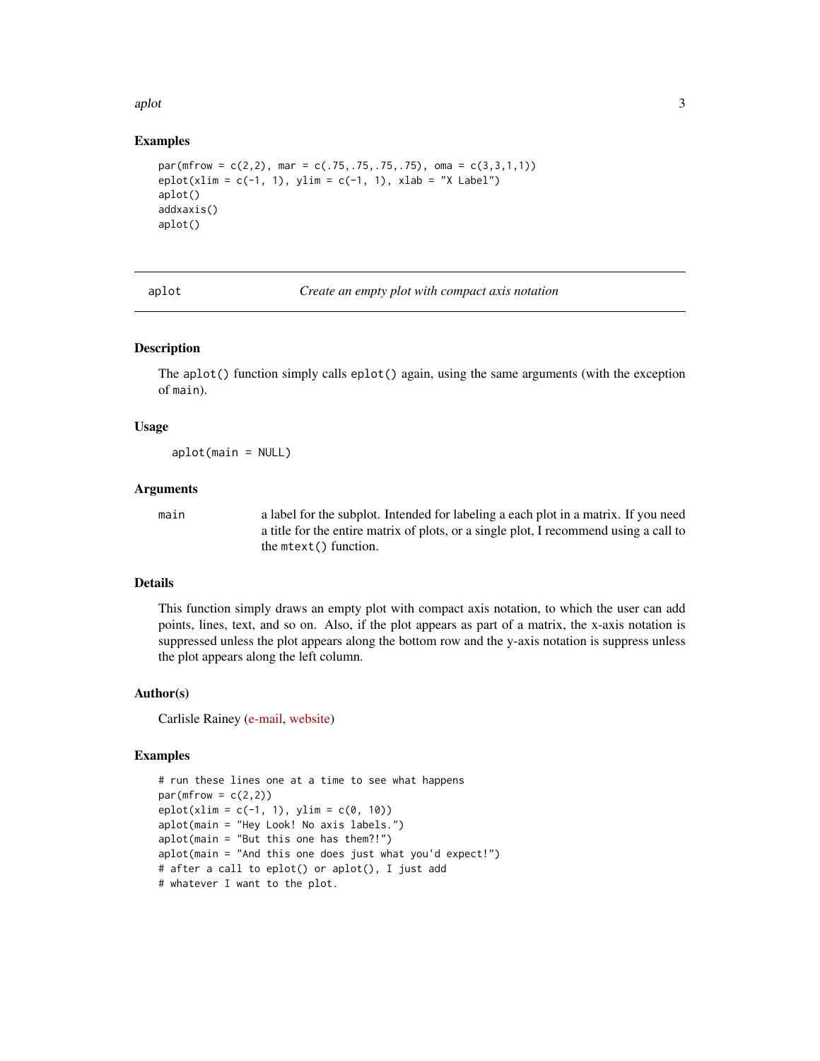### Examples

```
par(mfrow = c(2,2), mar = c(.75,.75,.75,.75), oma = c(3,3,1,1))
eplot(xlim = c(-1, 1), ylim = c(-1, 1), xlab = "X Label")
aplot()
addxaxis()
aplot()
```

---

## aplot — *Create an empty plot with compact axis notation*

### Description

The `aplot()` function simply calls `eplot()` again, using the same arguments (with the exception of `main`).

### Usage

```
aplot(main = NULL)
```

### Arguments

| | |
|---|---|
| `main` | a label for the subplot. Intended for labeling a each plot in a matrix. If you need a title for the entire matrix of plots, or a single plot, I recommend using a call to the `mtext()` function. |

### Details

This function simply draws an empty plot with compact axis notation, to which the user can add points, lines, text, and so on. Also, if the plot appears as part of a matrix, the x-axis notation is suppressed unless the plot appears along the bottom row and the y-axis notation is suppress unless the plot appears along the left column.

### Author(s)

Carlisle Rainey (e-mail, website)

### Examples

```
# run these lines one at a time to see what happens
par(mfrow = c(2,2))
eplot(xlim = c(-1, 1), ylim = c(0, 10))
aplot(main = "Hey Look! No axis labels.")
aplot(main = "But this one has them?!")
aplot(main = "And this one does just what you'd expect!")
# after a call to eplot() or aplot(), I just add
# whatever I want to the plot.
```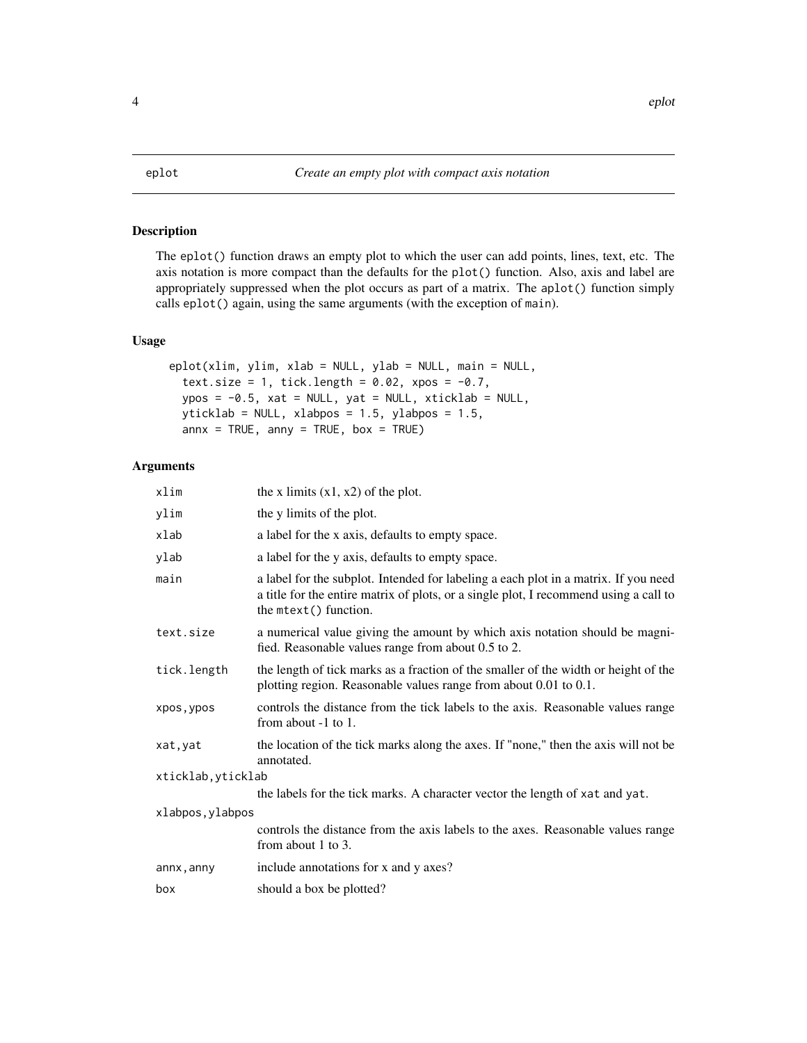# eplot — *Create an empty plot with compact axis notation*

## Description

The `eplot()` function draws an empty plot to which the user can add points, lines, text, etc. The axis notation is more compact than the defaults for the `plot()` function. Also, axis and label are appropriately suppressed when the plot occurs as part of a matrix. The `aplot()` function simply calls `eplot()` again, using the same arguments (with the exception of `main`).

## Usage

```
eplot(xlim, ylim, xlab = NULL, ylab = NULL, main = NULL,
  text.size = 1, tick.length = 0.02, xpos = -0.7,
  ypos = -0.5, xat = NULL, yat = NULL, xticklab = NULL,
  yticklab = NULL, xlabpos = 1.5, ylabpos = 1.5,
  annx = TRUE, anny = TRUE, box = TRUE)
```

## Arguments

| Argument | Description |
|---|---|
| `xlim` | the x limits (x1, x2) of the plot. |
| `ylim` | the y limits of the plot. |
| `xlab` | a label for the x axis, defaults to empty space. |
| `ylab` | a label for the y axis, defaults to empty space. |
| `main` | a label for the subplot. Intended for labeling a each plot in a matrix. If you need a title for the entire matrix of plots, or a single plot, I recommend using a call to the `mtext()` function. |
| `text.size` | a numerical value giving the amount by which axis notation should be magnified. Reasonable values range from about 0.5 to 2. |
| `tick.length` | the length of tick marks as a fraction of the smaller of the width or height of the plotting region. Reasonable values range from about 0.01 to 0.1. |
| `xpos,ypos` | controls the distance from the tick labels to the axis. Reasonable values range from about -1 to 1. |
| `xat,yat` | the location of the tick marks along the axes. If "none," then the axis will not be annotated. |
| `xticklab,yticklab` | the labels for the tick marks. A character vector the length of `xat` and `yat`. |
| `xlabpos,ylabpos` | controls the distance from the axis labels to the axes. Reasonable values range from about 1 to 3. |
| `annx,anny` | include annotations for x and y axes? |
| `box` | should a box be plotted? |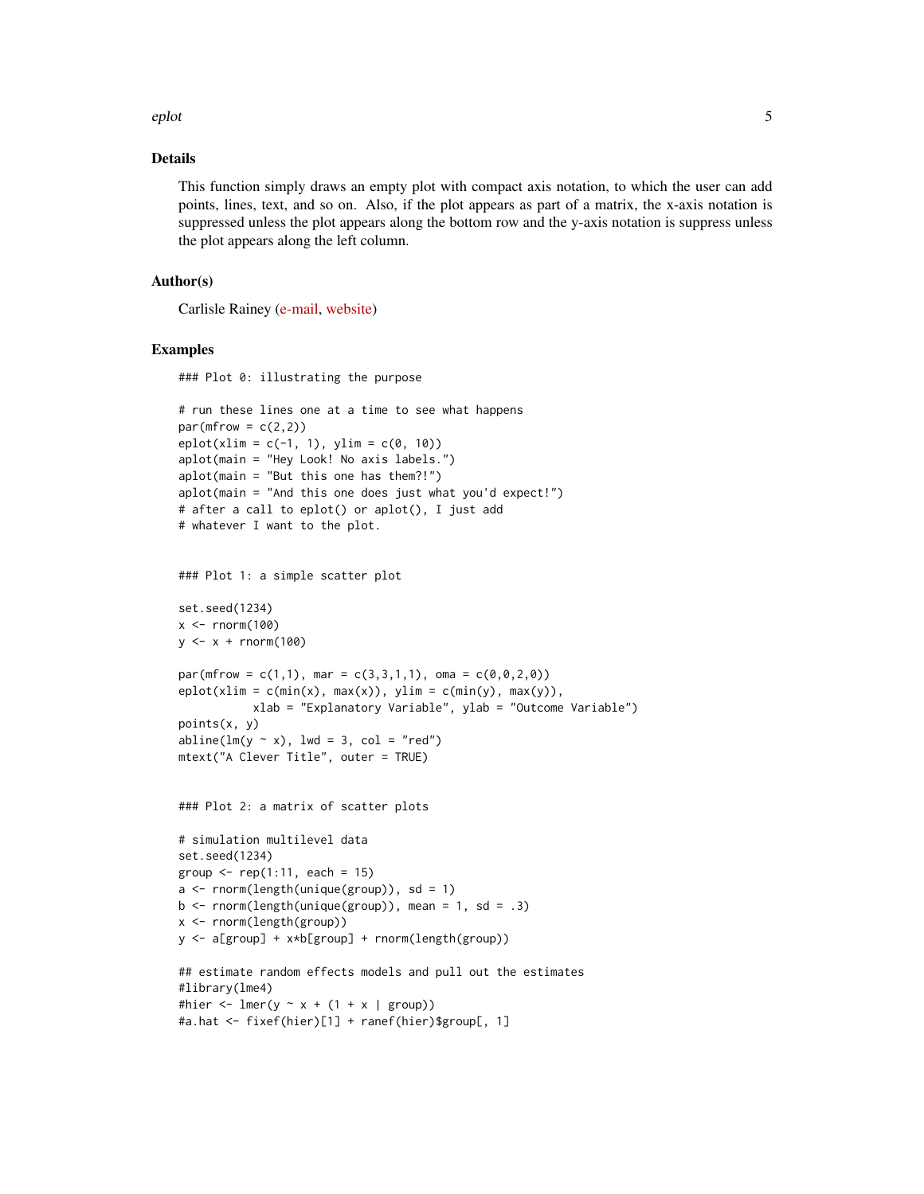## Details

This function simply draws an empty plot with compact axis notation, to which the user can add points, lines, text, and so on. Also, if the plot appears as part of a matrix, the x-axis notation is suppressed unless the plot appears along the bottom row and the y-axis notation is suppress unless the plot appears along the left column.

## Author(s)

Carlisle Rainey (e-mail, website)

## Examples

```
### Plot 0: illustrating the purpose

# run these lines one at a time to see what happens
par(mfrow = c(2,2))
eplot(xlim = c(-1, 1), ylim = c(0, 10))
aplot(main = "Hey Look! No axis labels.")
aplot(main = "But this one has them?!")
aplot(main = "And this one does just what you'd expect!")
# after a call to eplot() or aplot(), I just add
# whatever I want to the plot.


### Plot 1: a simple scatter plot

set.seed(1234)
x <- rnorm(100)
y <- x + rnorm(100)

par(mfrow = c(1,1), mar = c(3,3,1,1), oma = c(0,0,2,0))
eplot(xlim = c(min(x), max(x)), ylim = c(min(y), max(y)),
          xlab = "Explanatory Variable", ylab = "Outcome Variable")
points(x, y)
abline(lm(y ~ x), lwd = 3, col = "red")
mtext("A Clever Title", outer = TRUE)


### Plot 2: a matrix of scatter plots

# simulation multilevel data
set.seed(1234)
group <- rep(1:11, each = 15)
a <- rnorm(length(unique(group)), sd = 1)
b <- rnorm(length(unique(group)), mean = 1, sd = .3)
x <- rnorm(length(group))
y <- a[group] + x*b[group] + rnorm(length(group))

## estimate random effects models and pull out the estimates
#library(lme4)
#hier <- lmer(y ~ x + (1 + x | group))
#a.hat <- fixef(hier)[1] + ranef(hier)$group[, 1]
```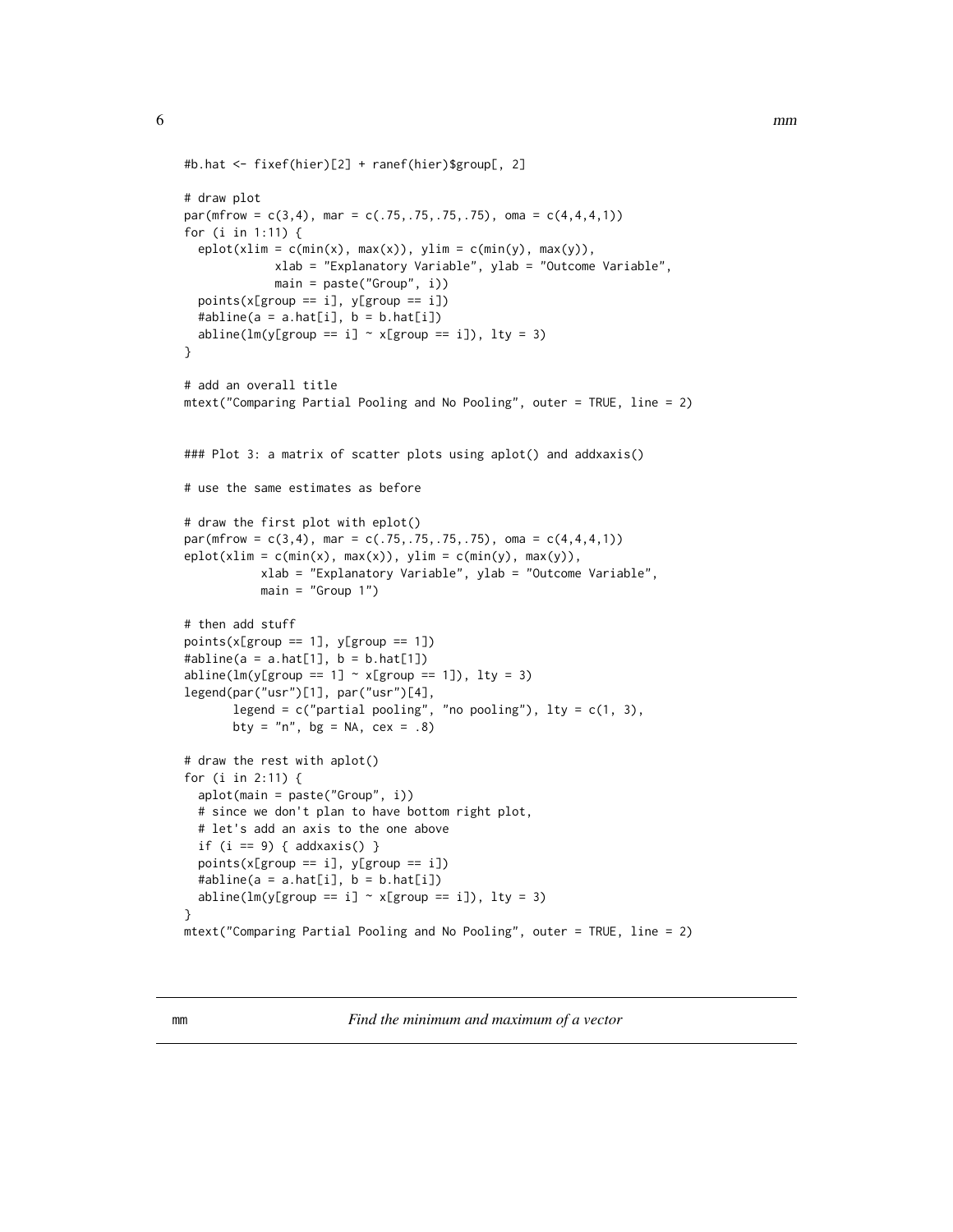```
#b.hat <- fixef(hier)[2] + ranef(hier)$group[, 2]

# draw plot
par(mfrow = c(3,4), mar = c(.75,.75,.75,.75), oma = c(4,4,4,1))
for (i in 1:11) {
  eplot(xlim = c(min(x), max(x)), ylim = c(min(y), max(y)),
             xlab = "Explanatory Variable", ylab = "Outcome Variable",
             main = paste("Group", i))
  points(x[group == i], y[group == i])
  #abline(a = a.hat[i], b = b.hat[i])
  abline(lm(y[group == i] ~ x[group == i]), lty = 3)
}

# add an overall title
mtext("Comparing Partial Pooling and No Pooling", outer = TRUE, line = 2)


### Plot 3: a matrix of scatter plots using aplot() and addxaxis()

# use the same estimates as before

# draw the first plot with eplot()
par(mfrow = c(3,4), mar = c(.75,.75,.75,.75), oma = c(4,4,4,1))
eplot(xlim = c(min(x), max(x)), ylim = c(min(y), max(y)),
           xlab = "Explanatory Variable", ylab = "Outcome Variable",
           main = "Group 1")

# then add stuff
points(x[group == 1], y[group == 1])
#abline(a = a.hat[1], b = b.hat[1])
abline(lm(y[group == 1] ~ x[group == 1]), lty = 3)
legend(par("usr")[1], par("usr")[4],
       legend = c("partial pooling", "no pooling"), lty = c(1, 3),
       bty = "n", bg = NA, cex = .8)

# draw the rest with aplot()
for (i in 2:11) {
  aplot(main = paste("Group", i))
  # since we don't plan to have bottom right plot,
  # let's add an axis to the one above
  if (i == 9) { addxaxis() }
  points(x[group == i], y[group == i])
  #abline(a = a.hat[i], b = b.hat[i])
  abline(lm(y[group == i] ~ x[group == i]), lty = 3)
}
mtext("Comparing Partial Pooling and No Pooling", outer = TRUE, line = 2)
```

---

## mm — *Find the minimum and maximum of a vector*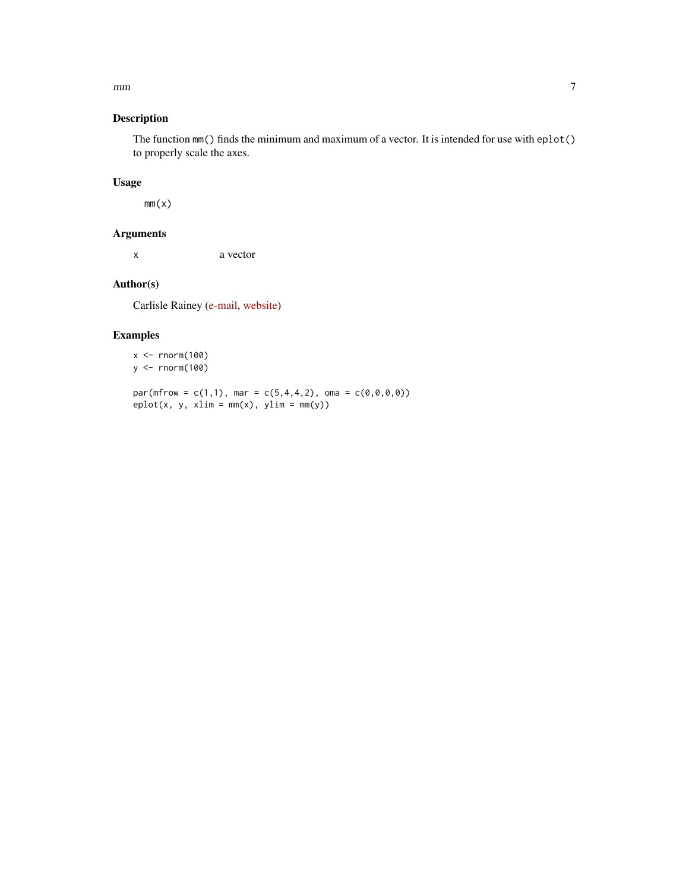## Description

The function `mm()` finds the minimum and maximum of a vector. It is intended for use with `eplot()` to properly scale the axes.

## Usage

```
mm(x)
```

## Arguments

| | |
|---|---|
| `x` | a vector |

## Author(s)

Carlisle Rainey (e-mail, website)

## Examples

```
x <- rnorm(100)
y <- rnorm(100)

par(mfrow = c(1,1), mar = c(5,4,4,2), oma = c(0,0,0,0))
eplot(x, y, xlim = mm(x), ylim = mm(y))
```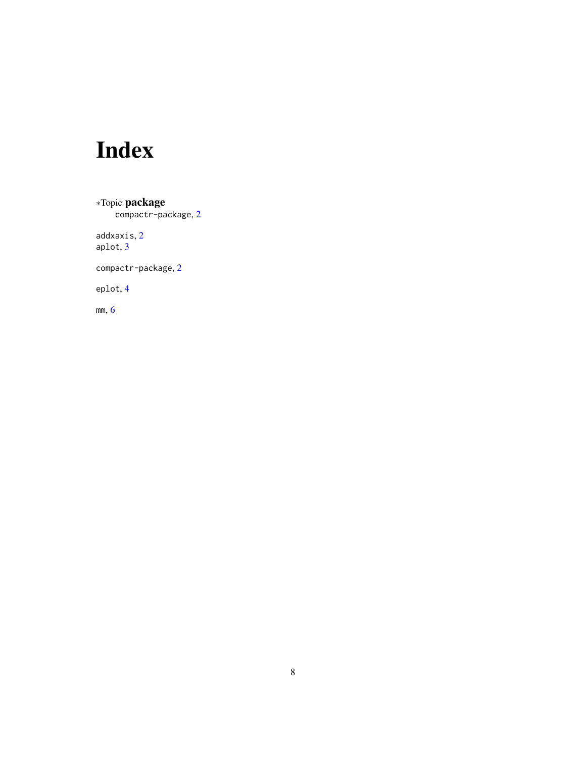# Index

*Topic **package**
    compactr-package, 2

addxaxis, 2
aplot, 3

compactr-package, 2

eplot, 4

mm, 6